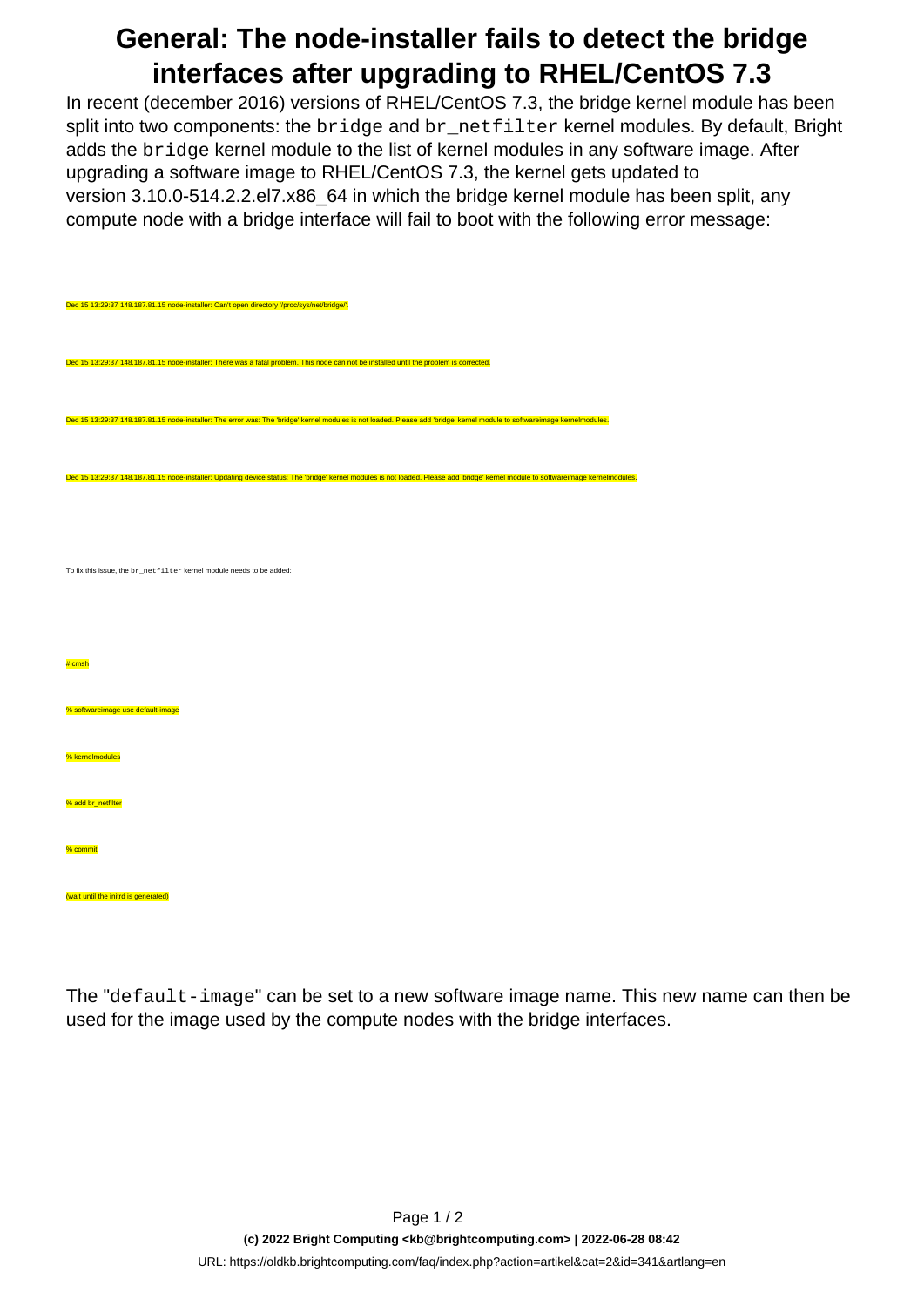# General: The node-installer fails to detect the bridge interfaces after upgrading to RHEL/CentOS 7.3

In recent (december 2016) versions of RHEL/CentOS 7.3, the bridge kernel module has been split into two components: the `bridge` and `br_netfilter` kernel modules. By default, Bright adds the `bridge` kernel module to the list of kernel modules in any software image. After upgrading a software image to RHEL/CentOS 7.3, the kernel gets updated to version 3.10.0-514.2.2.el7.x86_64 in which the bridge kernel module has been split, any compute node with a bridge interface will fail to boot with the following error message:

```
Dec 15 13:29:37 148.187.81.15 node-installer: Can't open directory '/proc/sys/net/bridge/'.

Dec 15 13:29:37 148.187.81.15 node-installer: There was a fatal problem. This node can not be installed until the problem is corrected.

Dec 15 13:29:37 148.187.81.15 node-installer: The error was: The 'bridge' kernel modules is not loaded. Please add 'bridge' kernel module to softwareimage kernelmodules.

Dec 15 13:29:37 148.187.81.15 node-installer: Updating device status: The 'bridge' kernel modules is not loaded. Please add 'bridge' kernel module to softwareimage kernelmodules.
```

To fix this issue, the `br_netfilter` kernel module needs to be added:

```
# cmsh

% softwareimage use default-image

% kernelmodules

% add br_netfilter

% commit

(wait until the initrd is generated)
```

The "`default-image`" can be set to a new software image name. This new name can then be used for the image used by the compute nodes with the bridge interfaces.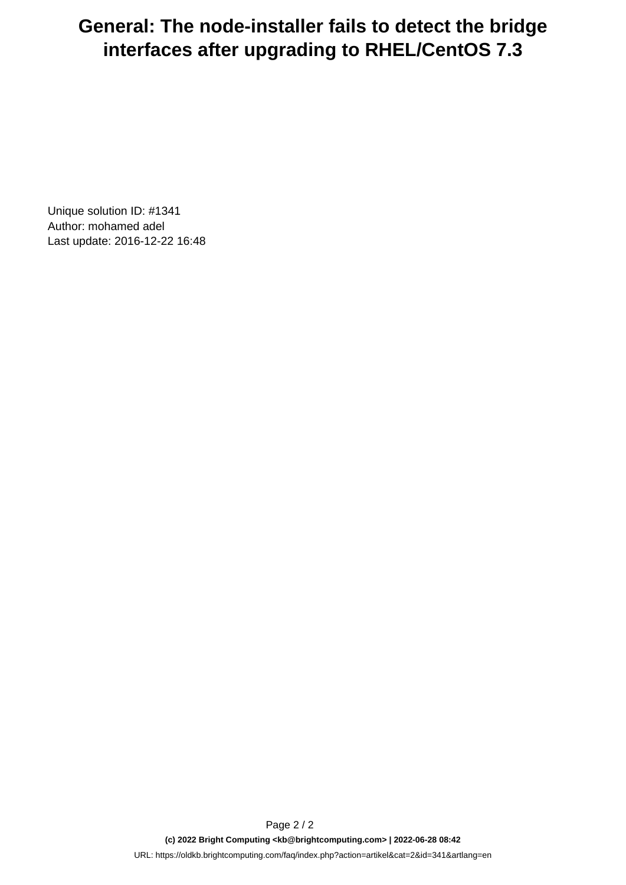# General: The node-installer fails to detect the bridge interfaces after upgrading to RHEL/CentOS 7.3

Unique solution ID: #1341
Author: mohamed adel
Last update: 2016-12-22 16:48